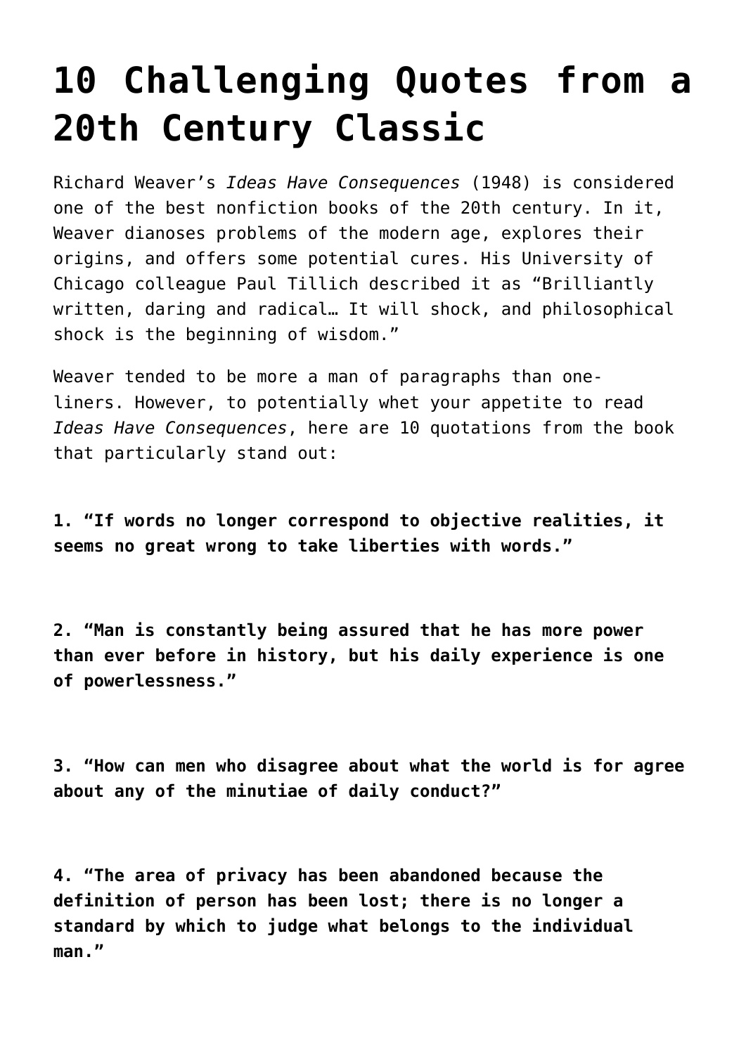# 10 Challenging Quotes from a 20th Century Classic

Richard Weaver's *Ideas Have Consequences* (1948) is considered one of the best nonfiction books of the 20th century. In it, Weaver dianoses problems of the modern age, explores their origins, and offers some potential cures. His University of Chicago colleague Paul Tillich described it as "Brilliantly written, daring and radical… It will shock, and philosophical shock is the beginning of wisdom."

Weaver tended to be more a man of paragraphs than one-liners. However, to potentially whet your appetite to read *Ideas Have Consequences*, here are 10 quotations from the book that particularly stand out:

**1. "If words no longer correspond to objective realities, it seems no great wrong to take liberties with words."**

**2. "Man is constantly being assured that he has more power than ever before in history, but his daily experience is one of powerlessness."**

**3. "How can men who disagree about what the world is for agree about any of the minutiae of daily conduct?"**

**4. "The area of privacy has been abandoned because the definition of person has been lost; there is no longer a standard by which to judge what belongs to the individual man."**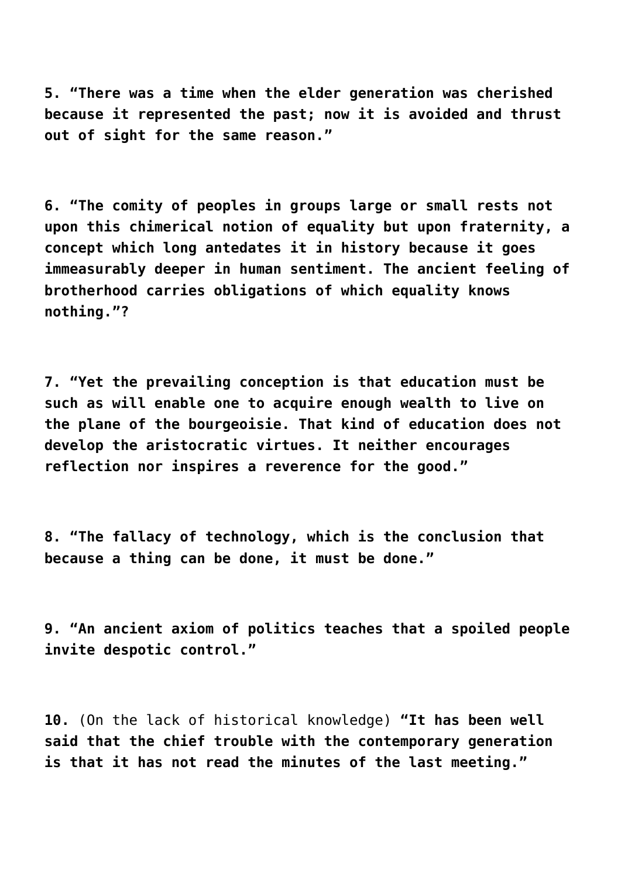**5. "There was a time when the elder generation was cherished because it represented the past; now it is avoided and thrust out of sight for the same reason."**

**6. "The comity of peoples in groups large or small rests not upon this chimerical notion of equality but upon fraternity, a concept which long antedates it in history because it goes immeasurably deeper in human sentiment. The ancient feeling of brotherhood carries obligations of which equality knows nothing."?**

**7. "Yet the prevailing conception is that education must be such as will enable one to acquire enough wealth to live on the plane of the bourgeoisie. That kind of education does not develop the aristocratic virtues. It neither encourages reflection nor inspires a reverence for the good."**

**8. "The fallacy of technology, which is the conclusion that because a thing can be done, it must be done."**

**9. "An ancient axiom of politics teaches that a spoiled people invite despotic control."**

**10.** (On the lack of historical knowledge) **"It has been well said that the chief trouble with the contemporary generation is that it has not read the minutes of the last meeting."**